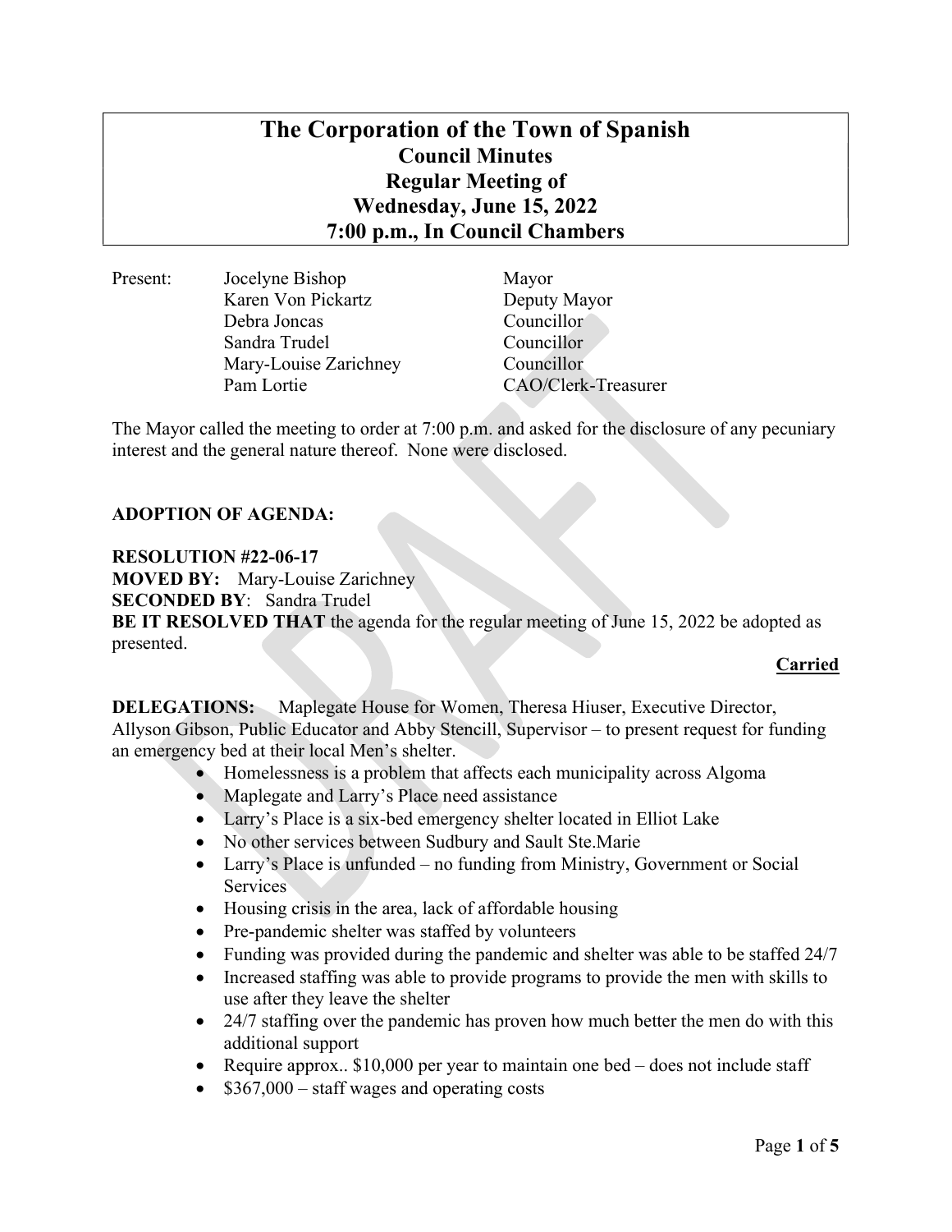# The Corporation of the Town of Spanish
## Council Minutes
## Regular Meeting of
## Wednesday, June 15, 2022
## 7:00 p.m., In Council Chambers

| Present: | | |
|---|---|---|
| | Jocelyne Bishop | Mayor |
| | Karen Von Pickartz | Deputy Mayor |
| | Debra Joncas | Councillor |
| | Sandra Trudel | Councillor |
| | Mary-Louise Zarichney | Councillor |
| | Pam Lortie | CAO/Clerk-Treasurer |

The Mayor called the meeting to order at 7:00 p.m. and asked for the disclosure of any pecuniary interest and the general nature thereof. None were disclosed.

**ADOPTION OF AGENDA:**

**RESOLUTION #22-06-17**
**MOVED BY:** Mary-Louise Zarichney
**SECONDED BY**: Sandra Trudel
**BE IT RESOLVED THAT** the agenda for the regular meeting of June 15, 2022 be adopted as presented.

**Carried**

**DELEGATIONS:** Maplegate House for Women, Theresa Hiuser, Executive Director, Allyson Gibson, Public Educator and Abby Stencill, Supervisor – to present request for funding an emergency bed at their local Men's shelter.

- Homelessness is a problem that affects each municipality across Algoma
- Maplegate and Larry's Place need assistance
- Larry's Place is a six-bed emergency shelter located in Elliot Lake
- No other services between Sudbury and Sault Ste.Marie
- Larry's Place is unfunded – no funding from Ministry, Government or Social Services
- Housing crisis in the area, lack of affordable housing
- Pre-pandemic shelter was staffed by volunteers
- Funding was provided during the pandemic and shelter was able to be staffed 24/7
- Increased staffing was able to provide programs to provide the men with skills to use after they leave the shelter
- 24/7 staffing over the pandemic has proven how much better the men do with this additional support
- Require approx.. $10,000 per year to maintain one bed – does not include staff
- $367,000 – staff wages and operating costs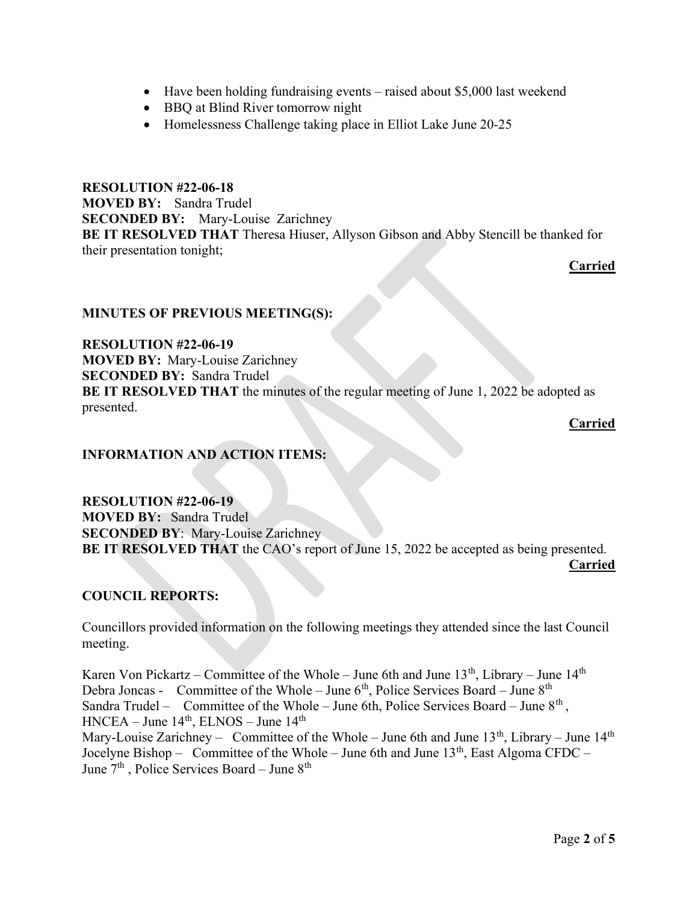- Have been holding fundraising events – raised about $5,000 last weekend
- BBQ at Blind River tomorrow night
- Homelessness Challenge taking place in Elliot Lake June 20-25

**RESOLUTION #22-06-18**
**MOVED BY:** Sandra Trudel
**SECONDED BY:** Mary-Louise Zarichney
**BE IT RESOLVED THAT** Theresa Hiuser, Allyson Gibson and Abby Stencill be thanked for their presentation tonight;

**Carried**

## MINUTES OF PREVIOUS MEETING(S):

**RESOLUTION #22-06-19**
**MOVED BY:** Mary-Louise Zarichney
**SECONDED BY:** Sandra Trudel
**BE IT RESOLVED THAT** the minutes of the regular meeting of June 1, 2022 be adopted as presented.

**Carried**

## INFORMATION AND ACTION ITEMS:

**RESOLUTION #22-06-19**
**MOVED BY:** Sandra Trudel
**SECONDED BY**: Mary-Louise Zarichney
**BE IT RESOLVED THAT** the CAO's report of June 15, 2022 be accepted as being presented.

**Carried**

## COUNCIL REPORTS:

Councillors provided information on the following meetings they attended since the last Council meeting.

Karen Von Pickartz – Committee of the Whole – June 6th and June 13th, Library – June 14th
Debra Joncas - Committee of the Whole – June 6th, Police Services Board – June 8th
Sandra Trudel – Committee of the Whole – June 6th, Police Services Board – June 8th, HNCEA – June 14th, ELNOS – June 14th
Mary-Louise Zarichney – Committee of the Whole – June 6th and June 13th, Library – June 14th
Jocelyne Bishop – Committee of the Whole – June 6th and June 13th, East Algoma CFDC – June 7th, Police Services Board – June 8th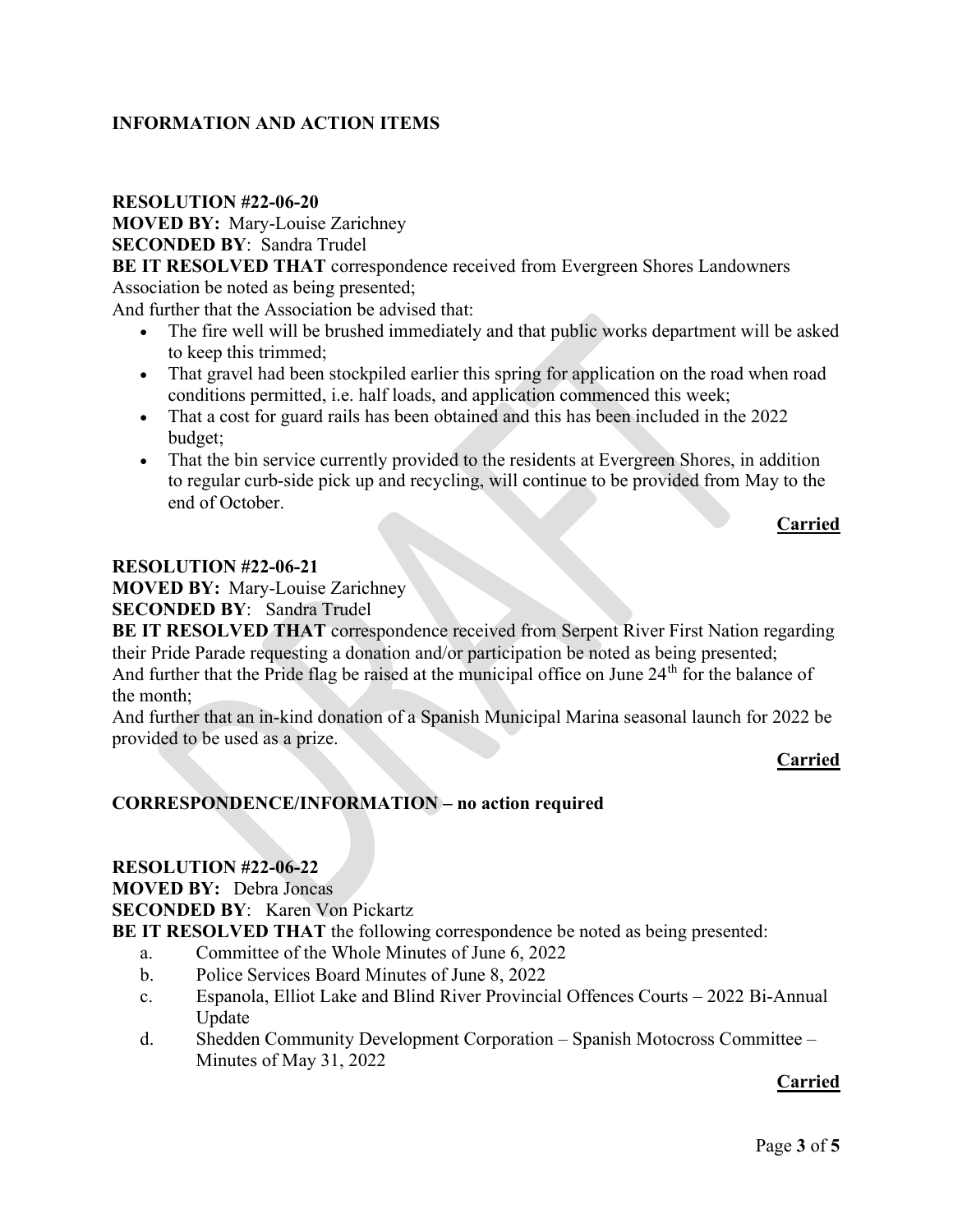## INFORMATION AND ACTION ITEMS

**RESOLUTION #22-06-20**
**MOVED BY:** Mary-Louise Zarichney
**SECONDED BY**: Sandra Trudel
**BE IT RESOLVED THAT** correspondence received from Evergreen Shores Landowners Association be noted as being presented;
And further that the Association be advised that:

- The fire well will be brushed immediately and that public works department will be asked to keep this trimmed;
- That gravel had been stockpiled earlier this spring for application on the road when road conditions permitted, i.e. half loads, and application commenced this week;
- That a cost for guard rails has been obtained and this has been included in the 2022 budget;
- That the bin service currently provided to the residents at Evergreen Shores, in addition to regular curb-side pick up and recycling, will continue to be provided from May to the end of October.

**Carried**

**RESOLUTION #22-06-21**
**MOVED BY:** Mary-Louise Zarichney
**SECONDED BY**: Sandra Trudel
**BE IT RESOLVED THAT** correspondence received from Serpent River First Nation regarding their Pride Parade requesting a donation and/or participation be noted as being presented;
And further that the Pride flag be raised at the municipal office on June 24th for the balance of the month;
And further that an in-kind donation of a Spanish Municipal Marina seasonal launch for 2022 be provided to be used as a prize.

**Carried**

## CORRESPONDENCE/INFORMATION – no action required

**RESOLUTION #22-06-22**
**MOVED BY:** Debra Joncas
**SECONDED BY**: Karen Von Pickartz
**BE IT RESOLVED THAT** the following correspondence be noted as being presented:

a. Committee of the Whole Minutes of June 6, 2022
b. Police Services Board Minutes of June 8, 2022
c. Espanola, Elliot Lake and Blind River Provincial Offences Courts – 2022 Bi-Annual Update
d. Shedden Community Development Corporation – Spanish Motocross Committee – Minutes of May 31, 2022

**Carried**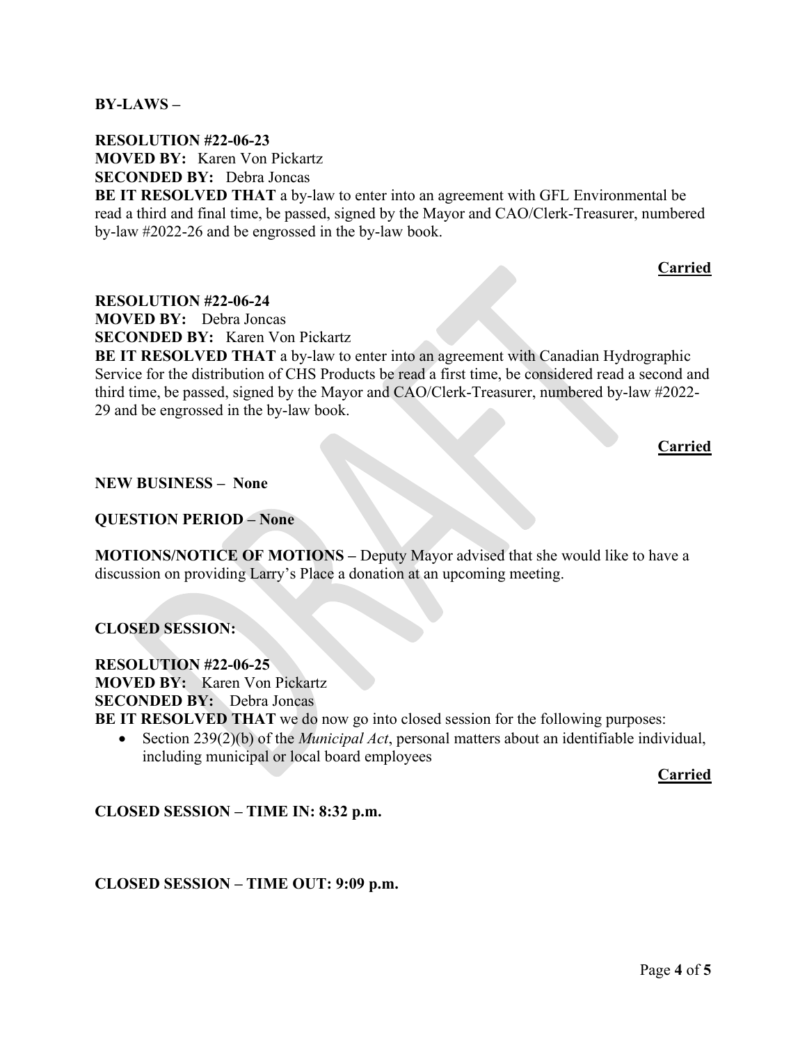**BY-LAWS –**

**RESOLUTION #22-06-23**
**MOVED BY:** Karen Von Pickartz
**SECONDED BY:** Debra Joncas
**BE IT RESOLVED THAT** a by-law to enter into an agreement with GFL Environmental be read a third and final time, be passed, signed by the Mayor and CAO/Clerk-Treasurer, numbered by-law #2022-26 and be engrossed in the by-law book.

**Carried**

**RESOLUTION #22-06-24**
**MOVED BY:** Debra Joncas
**SECONDED BY:** Karen Von Pickartz
**BE IT RESOLVED THAT** a by-law to enter into an agreement with Canadian Hydrographic Service for the distribution of CHS Products be read a first time, be considered read a second and third time, be passed, signed by the Mayor and CAO/Clerk-Treasurer, numbered by-law #2022-29 and be engrossed in the by-law book.

**Carried**

**NEW BUSINESS – None**

**QUESTION PERIOD – None**

**MOTIONS/NOTICE OF MOTIONS –** Deputy Mayor advised that she would like to have a discussion on providing Larry's Place a donation at an upcoming meeting.

**CLOSED SESSION:**

**RESOLUTION #22-06-25**
**MOVED BY:** Karen Von Pickartz
**SECONDED BY:** Debra Joncas
**BE IT RESOLVED THAT** we do now go into closed session for the following purposes:

- Section 239(2)(b) of the *Municipal Act*, personal matters about an identifiable individual, including municipal or local board employees

**Carried**

**CLOSED SESSION – TIME IN: 8:32 p.m.**

**CLOSED SESSION – TIME OUT: 9:09 p.m.**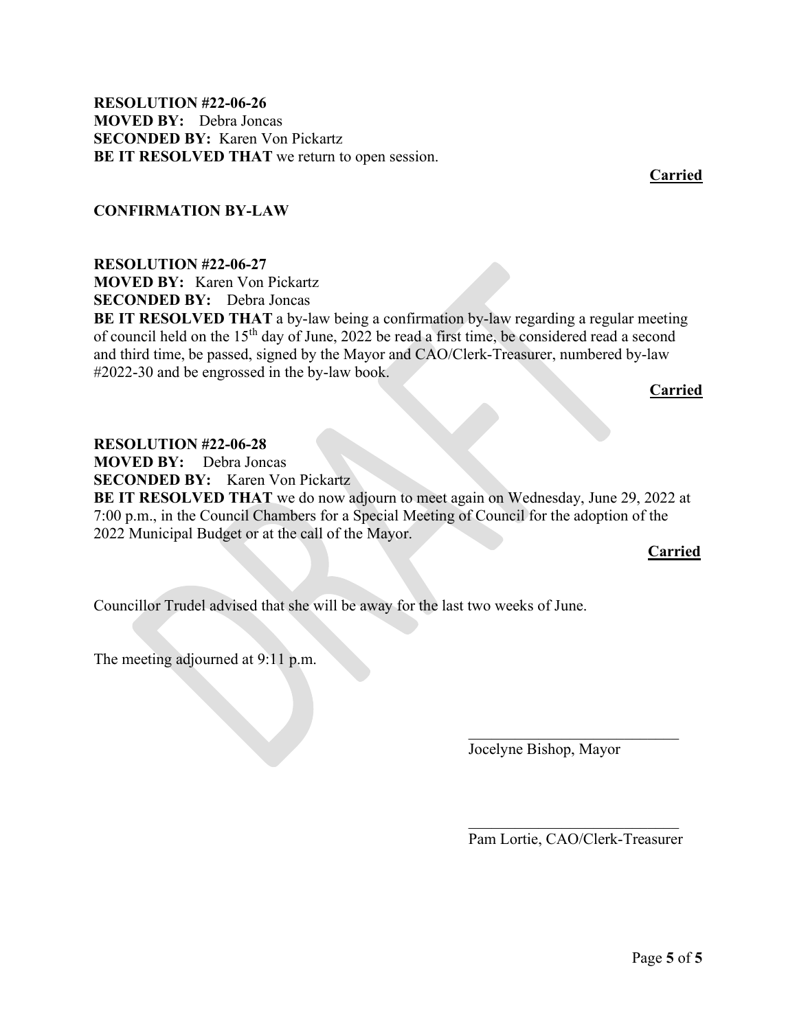**RESOLUTION #22-06-26**
**MOVED BY:** Debra Joncas
**SECONDED BY:** Karen Von Pickartz
**BE IT RESOLVED THAT** we return to open session.

**Carried**

**CONFIRMATION BY-LAW**

**RESOLUTION #22-06-27**
**MOVED BY:** Karen Von Pickartz
**SECONDED BY:** Debra Joncas
**BE IT RESOLVED THAT** a by-law being a confirmation by-law regarding a regular meeting of council held on the 15th day of June, 2022 be read a first time, be considered read a second and third time, be passed, signed by the Mayor and CAO/Clerk-Treasurer, numbered by-law #2022-30 and be engrossed in the by-law book.

**Carried**

**RESOLUTION #22-06-28**
**MOVED BY:** Debra Joncas
**SECONDED BY:** Karen Von Pickartz
**BE IT RESOLVED THAT** we do now adjourn to meet again on Wednesday, June 29, 2022 at 7:00 p.m., in the Council Chambers for a Special Meeting of Council for the adoption of the 2022 Municipal Budget or at the call of the Mayor.

**Carried**

Councillor Trudel advised that she will be away for the last two weeks of June.

The meeting adjourned at 9:11 p.m.

\_\_\_\_\_\_\_\_\_\_\_\_\_\_\_\_\_\_\_\_\_\_\_\_\_\_\_\_
Jocelyne Bishop, Mayor

\_\_\_\_\_\_\_\_\_\_\_\_\_\_\_\_\_\_\_\_\_\_\_\_\_\_\_\_
Pam Lortie, CAO/Clerk-Treasurer